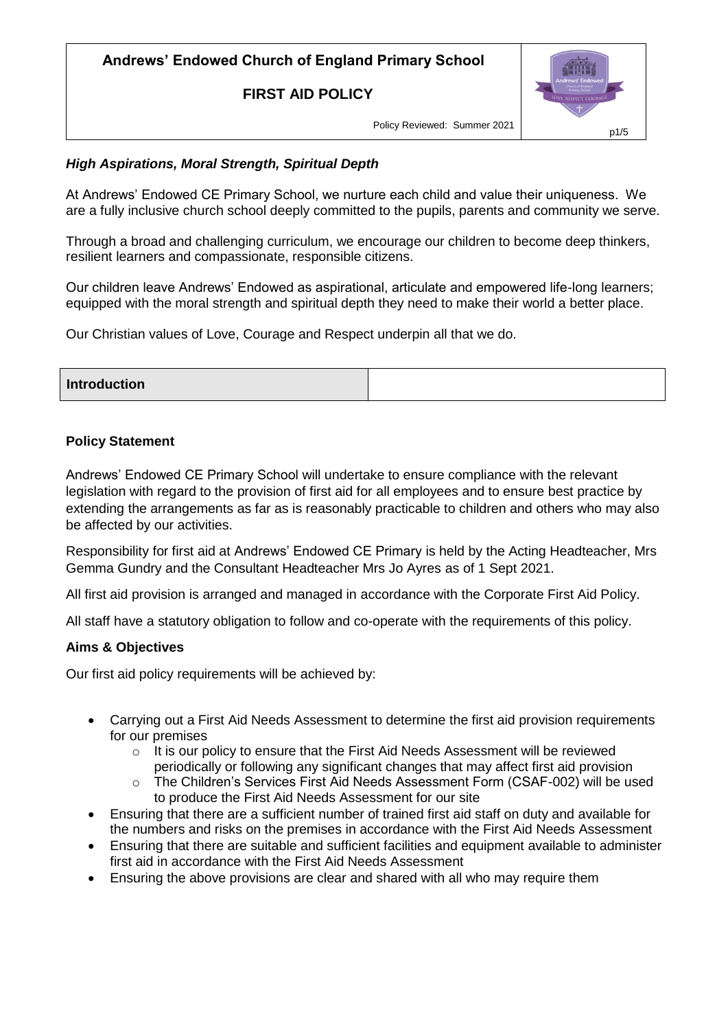# Andrews' Endowed Church of England Primary School

## FIRST AID POLICY

Policy Reviewed: Summer 2021

***High Aspirations, Moral Strength, Spiritual Depth***

At Andrews' Endowed CE Primary School, we nurture each child and value their uniqueness. We are a fully inclusive church school deeply committed to the pupils, parents and community we serve.

Through a broad and challenging curriculum, we encourage our children to become deep thinkers, resilient learners and compassionate, responsible citizens.

Our children leave Andrews' Endowed as aspirational, articulate and empowered life-long learners; equipped with the moral strength and spiritual depth they need to make their world a better place.

Our Christian values of Love, Courage and Respect underpin all that we do.

| Introduction | |
|---|---|

### Policy Statement

Andrews' Endowed CE Primary School will undertake to ensure compliance with the relevant legislation with regard to the provision of first aid for all employees and to ensure best practice by extending the arrangements as far as is reasonably practicable to children and others who may also be affected by our activities.

Responsibility for first aid at Andrews' Endowed CE Primary is held by the Acting Headteacher, Mrs Gemma Gundry and the Consultant Headteacher Mrs Jo Ayres as of 1 Sept 2021.

All first aid provision is arranged and managed in accordance with the Corporate First Aid Policy.

All staff have a statutory obligation to follow and co-operate with the requirements of this policy.

### Aims & Objectives

Our first aid policy requirements will be achieved by:

- Carrying out a First Aid Needs Assessment to determine the first aid provision requirements for our premises
  - It is our policy to ensure that the First Aid Needs Assessment will be reviewed periodically or following any significant changes that may affect first aid provision
  - The Children's Services First Aid Needs Assessment Form (CSAF-002) will be used to produce the First Aid Needs Assessment for our site
- Ensuring that there are a sufficient number of trained first aid staff on duty and available for the numbers and risks on the premises in accordance with the First Aid Needs Assessment
- Ensuring that there are suitable and sufficient facilities and equipment available to administer first aid in accordance with the First Aid Needs Assessment
- Ensuring the above provisions are clear and shared with all who may require them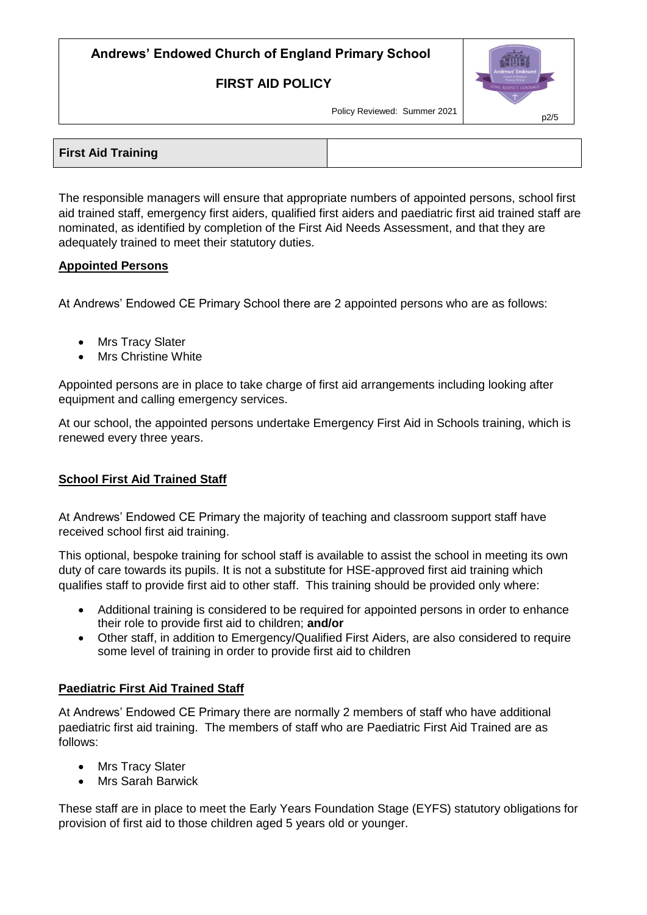## First Aid Training

The responsible managers will ensure that appropriate numbers of appointed persons, school first aid trained staff, emergency first aiders, qualified first aiders and paediatric first aid trained staff are nominated, as identified by completion of the First Aid Needs Assessment, and that they are adequately trained to meet their statutory duties.

### Appointed Persons

At Andrews' Endowed CE Primary School there are 2 appointed persons who are as follows:

- Mrs Tracy Slater
- Mrs Christine White

Appointed persons are in place to take charge of first aid arrangements including looking after equipment and calling emergency services.

At our school, the appointed persons undertake Emergency First Aid in Schools training, which is renewed every three years.

### School First Aid Trained Staff

At Andrews' Endowed CE Primary the majority of teaching and classroom support staff have received school first aid training.

This optional, bespoke training for school staff is available to assist the school in meeting its own duty of care towards its pupils. It is not a substitute for HSE-approved first aid training which qualifies staff to provide first aid to other staff. This training should be provided only where:

- Additional training is considered to be required for appointed persons in order to enhance their role to provide first aid to children; **and/or**
- Other staff, in addition to Emergency/Qualified First Aiders, are also considered to require some level of training in order to provide first aid to children

### Paediatric First Aid Trained Staff

At Andrews' Endowed CE Primary there are normally 2 members of staff who have additional paediatric first aid training. The members of staff who are Paediatric First Aid Trained are as follows:

- Mrs Tracy Slater
- Mrs Sarah Barwick

These staff are in place to meet the Early Years Foundation Stage (EYFS) statutory obligations for provision of first aid to those children aged 5 years old or younger.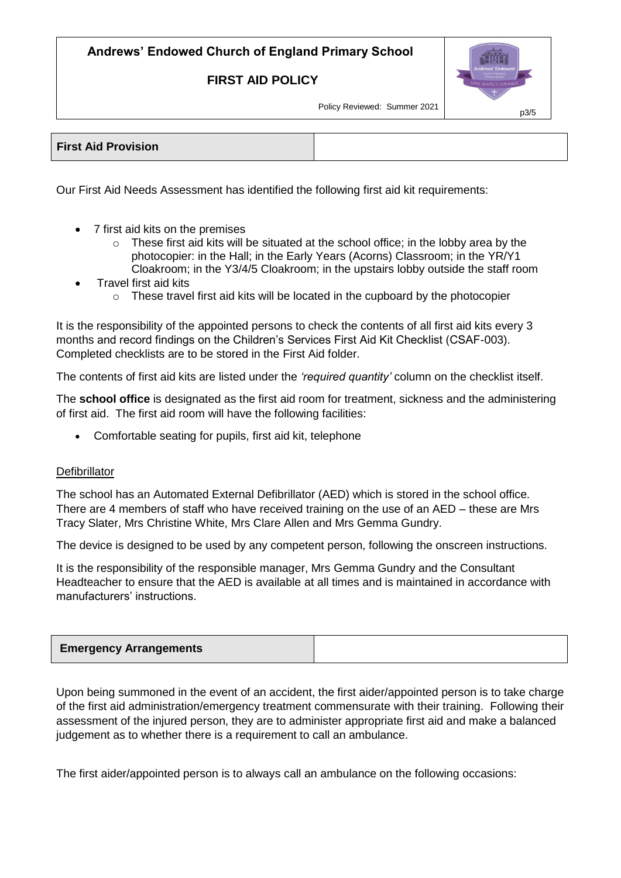## First Aid Provision

Our First Aid Needs Assessment has identified the following first aid kit requirements:

- 7 first aid kits on the premises
  - These first aid kits will be situated at the school office; in the lobby area by the photocopier: in the Hall; in the Early Years (Acorns) Classroom; in the YR/Y1 Cloakroom; in the Y3/4/5 Cloakroom; in the upstairs lobby outside the staff room
- Travel first aid kits
  - These travel first aid kits will be located in the cupboard by the photocopier

It is the responsibility of the appointed persons to check the contents of all first aid kits every 3 months and record findings on the Children's Services First Aid Kit Checklist (CSAF-003). Completed checklists are to be stored in the First Aid folder.

The contents of first aid kits are listed under the *'required quantity'* column on the checklist itself.

The **school office** is designated as the first aid room for treatment, sickness and the administering of first aid. The first aid room will have the following facilities:

- Comfortable seating for pupils, first aid kit, telephone

### Defibrillator

The school has an Automated External Defibrillator (AED) which is stored in the school office. There are 4 members of staff who have received training on the use of an AED – these are Mrs Tracy Slater, Mrs Christine White, Mrs Clare Allen and Mrs Gemma Gundry.

The device is designed to be used by any competent person, following the onscreen instructions.

It is the responsibility of the responsible manager, Mrs Gemma Gundry and the Consultant Headteacher to ensure that the AED is available at all times and is maintained in accordance with manufacturers' instructions.

## Emergency Arrangements

Upon being summoned in the event of an accident, the first aider/appointed person is to take charge of the first aid administration/emergency treatment commensurate with their training. Following their assessment of the injured person, they are to administer appropriate first aid and make a balanced judgement as to whether there is a requirement to call an ambulance.

The first aider/appointed person is to always call an ambulance on the following occasions: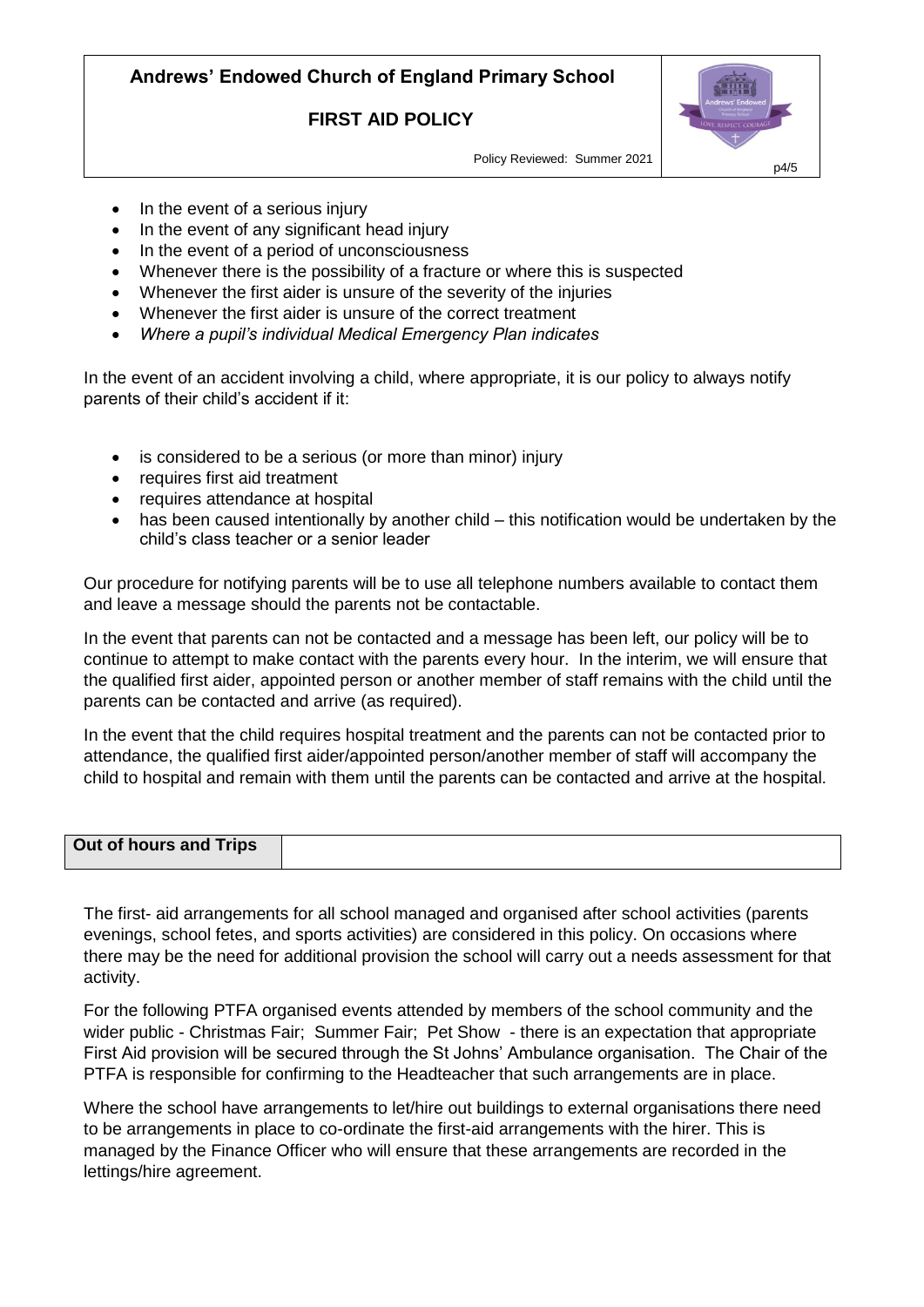- In the event of a serious injury
- In the event of any significant head injury
- In the event of a period of unconsciousness
- Whenever there is the possibility of a fracture or where this is suspected
- Whenever the first aider is unsure of the severity of the injuries
- Whenever the first aider is unsure of the correct treatment
- *Where a pupil's individual Medical Emergency Plan indicates*

In the event of an accident involving a child, where appropriate, it is our policy to always notify parents of their child's accident if it:

- is considered to be a serious (or more than minor) injury
- requires first aid treatment
- requires attendance at hospital
- has been caused intentionally by another child – this notification would be undertaken by the child's class teacher or a senior leader

Our procedure for notifying parents will be to use all telephone numbers available to contact them and leave a message should the parents not be contactable.

In the event that parents can not be contacted and a message has been left, our policy will be to continue to attempt to make contact with the parents every hour. In the interim, we will ensure that the qualified first aider, appointed person or another member of staff remains with the child until the parents can be contacted and arrive (as required).

In the event that the child requires hospital treatment and the parents can not be contacted prior to attendance, the qualified first aider/appointed person/another member of staff will accompany the child to hospital and remain with them until the parents can be contacted and arrive at the hospital.

## Out of hours and Trips

The first- aid arrangements for all school managed and organised after school activities (parents evenings, school fetes, and sports activities) are considered in this policy. On occasions where there may be the need for additional provision the school will carry out a needs assessment for that activity.

For the following PTFA organised events attended by members of the school community and the wider public - Christmas Fair; Summer Fair; Pet Show - there is an expectation that appropriate First Aid provision will be secured through the St Johns' Ambulance organisation. The Chair of the PTFA is responsible for confirming to the Headteacher that such arrangements are in place.

Where the school have arrangements to let/hire out buildings to external organisations there need to be arrangements in place to co-ordinate the first-aid arrangements with the hirer. This is managed by the Finance Officer who will ensure that these arrangements are recorded in the lettings/hire agreement.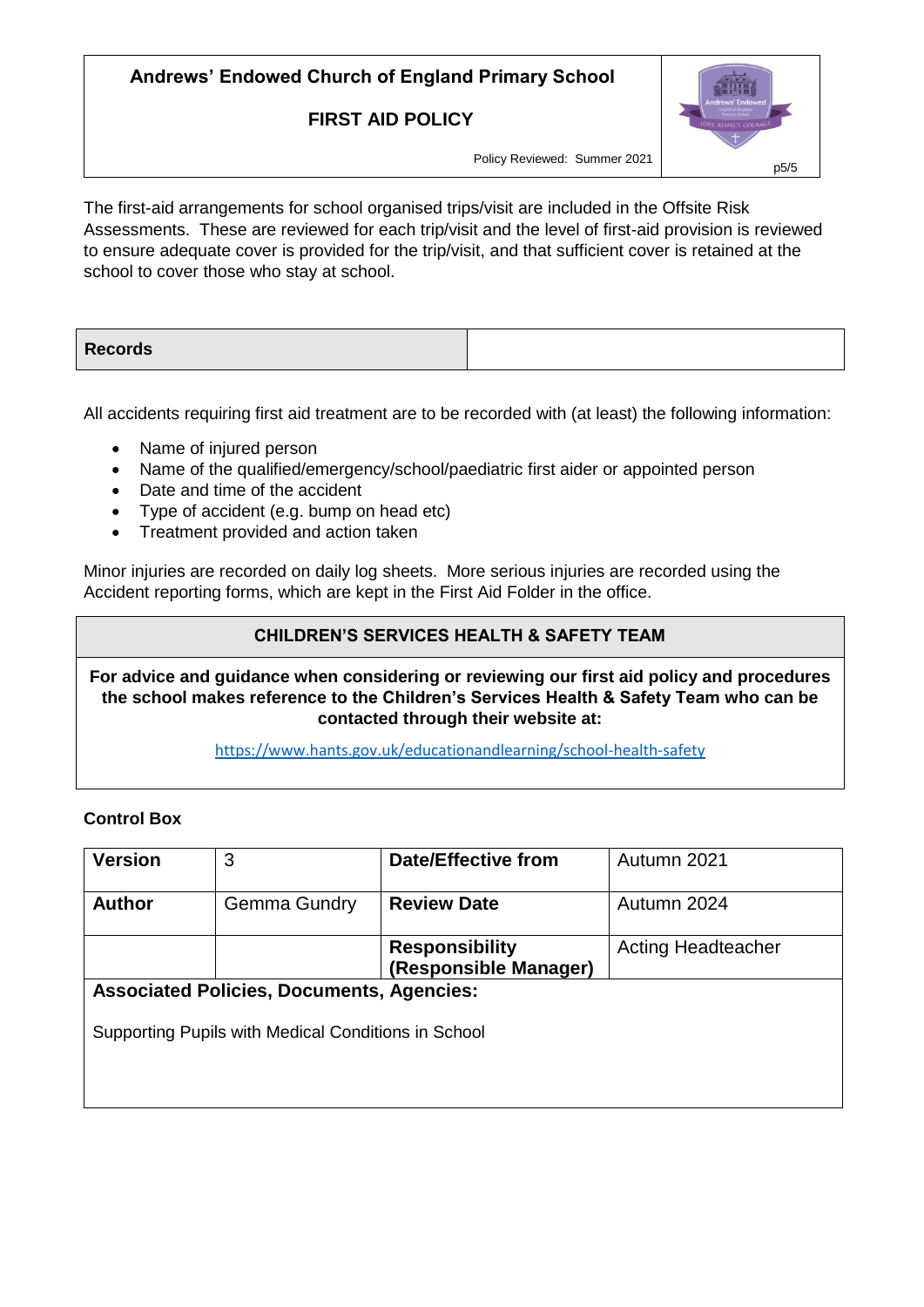The first-aid arrangements for school organised trips/visit are included in the Offsite Risk Assessments. These are reviewed for each trip/visit and the level of first-aid provision is reviewed to ensure adequate cover is provided for the trip/visit, and that sufficient cover is retained at the school to cover those who stay at school.

## Records

All accidents requiring first aid treatment are to be recorded with (at least) the following information:

- Name of injured person
- Name of the qualified/emergency/school/paediatric first aider or appointed person
- Date and time of the accident
- Type of accident (e.g. bump on head etc)
- Treatment provided and action taken

Minor injuries are recorded on daily log sheets. More serious injuries are recorded using the Accident reporting forms, which are kept in the First Aid Folder in the office.

## CHILDREN'S SERVICES HEALTH & SAFETY TEAM

**For advice and guidance when considering or reviewing our first aid policy and procedures the school makes reference to the Children's Services Health & Safety Team who can be contacted through their website at:**

https://www.hants.gov.uk/educationandlearning/school-health-safety

**Control Box**

| | | | |
|---|---|---|---|
| **Version** | 3 | **Date/Effective from** | Autumn 2021 |
| **Author** | Gemma Gundry | **Review Date** | Autumn 2024 |
| | | **Responsibility (Responsible Manager)** | Acting Headteacher |
| **Associated Policies, Documents, Agencies:** Supporting Pupils with Medical Conditions in School | | | |